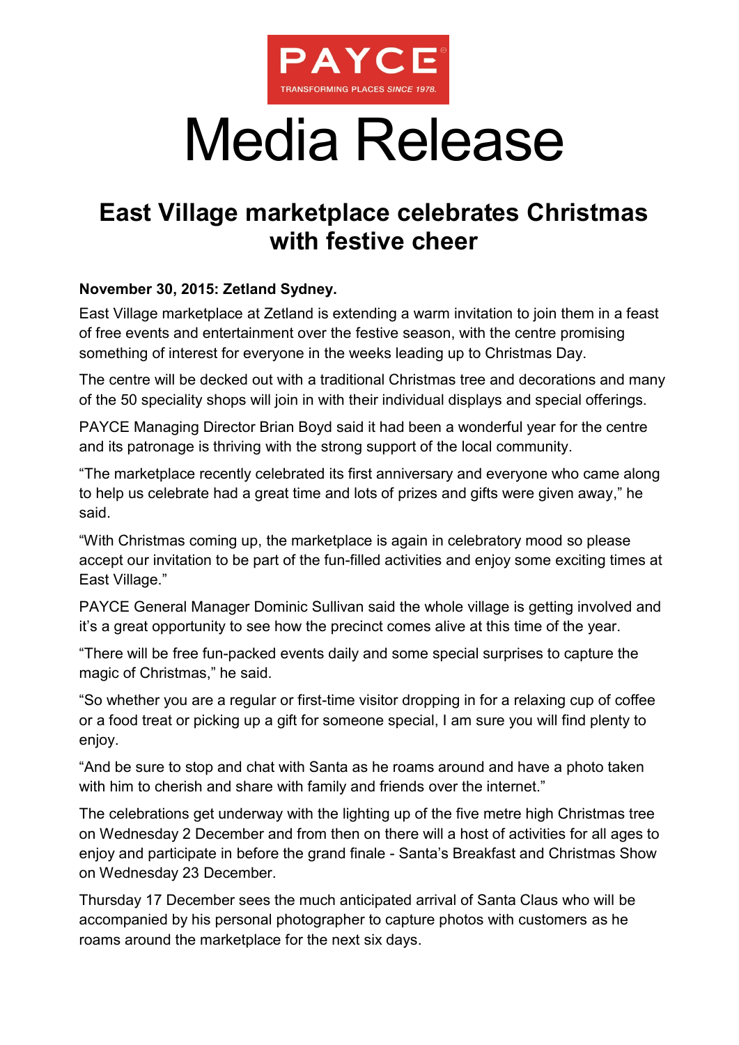PAYCE
TRANSFORMING PLACES SINCE 1978.

# Media Release

## East Village marketplace celebrates Christmas with festive cheer

**November 30, 2015: Zetland Sydney.**

East Village marketplace at Zetland is extending a warm invitation to join them in a feast of free events and entertainment over the festive season, with the centre promising something of interest for everyone in the weeks leading up to Christmas Day.

The centre will be decked out with a traditional Christmas tree and decorations and many of the 50 speciality shops will join in with their individual displays and special offerings.

PAYCE Managing Director Brian Boyd said it had been a wonderful year for the centre and its patronage is thriving with the strong support of the local community.

"The marketplace recently celebrated its first anniversary and everyone who came along to help us celebrate had a great time and lots of prizes and gifts were given away," he said.

"With Christmas coming up, the marketplace is again in celebratory mood so please accept our invitation to be part of the fun-filled activities and enjoy some exciting times at East Village."

PAYCE General Manager Dominic Sullivan said the whole village is getting involved and it's a great opportunity to see how the precinct comes alive at this time of the year.

"There will be free fun-packed events daily and some special surprises to capture the magic of Christmas," he said.

"So whether you are a regular or first-time visitor dropping in for a relaxing cup of coffee or a food treat or picking up a gift for someone special, I am sure you will find plenty to enjoy.

"And be sure to stop and chat with Santa as he roams around and have a photo taken with him to cherish and share with family and friends over the internet."

The celebrations get underway with the lighting up of the five metre high Christmas tree on Wednesday 2 December and from then on there will a host of activities for all ages to enjoy and participate in before the grand finale - Santa's Breakfast and Christmas Show on Wednesday 23 December.

Thursday 17 December sees the much anticipated arrival of Santa Claus who will be accompanied by his personal photographer to capture photos with customers as he roams around the marketplace for the next six days.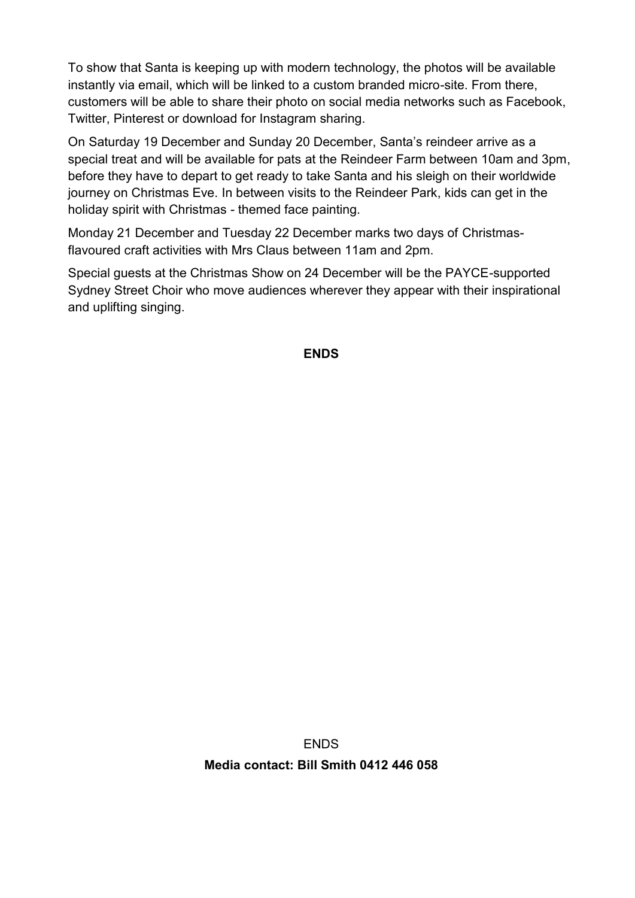To show that Santa is keeping up with modern technology, the photos will be available instantly via email, which will be linked to a custom branded micro-site. From there, customers will be able to share their photo on social media networks such as Facebook, Twitter, Pinterest or download for Instagram sharing.

On Saturday 19 December and Sunday 20 December, Santa's reindeer arrive as a special treat and will be available for pats at the Reindeer Farm between 10am and 3pm, before they have to depart to get ready to take Santa and his sleigh on their worldwide journey on Christmas Eve. In between visits to the Reindeer Park, kids can get in the holiday spirit with Christmas - themed face painting.

Monday 21 December and Tuesday 22 December marks two days of Christmas-flavoured craft activities with Mrs Claus between 11am and 2pm.

Special guests at the Christmas Show on 24 December will be the PAYCE-supported Sydney Street Choir who move audiences wherever they appear with their inspirational and uplifting singing.

**ENDS**

ENDS

**Media contact: Bill Smith 0412 446 058**